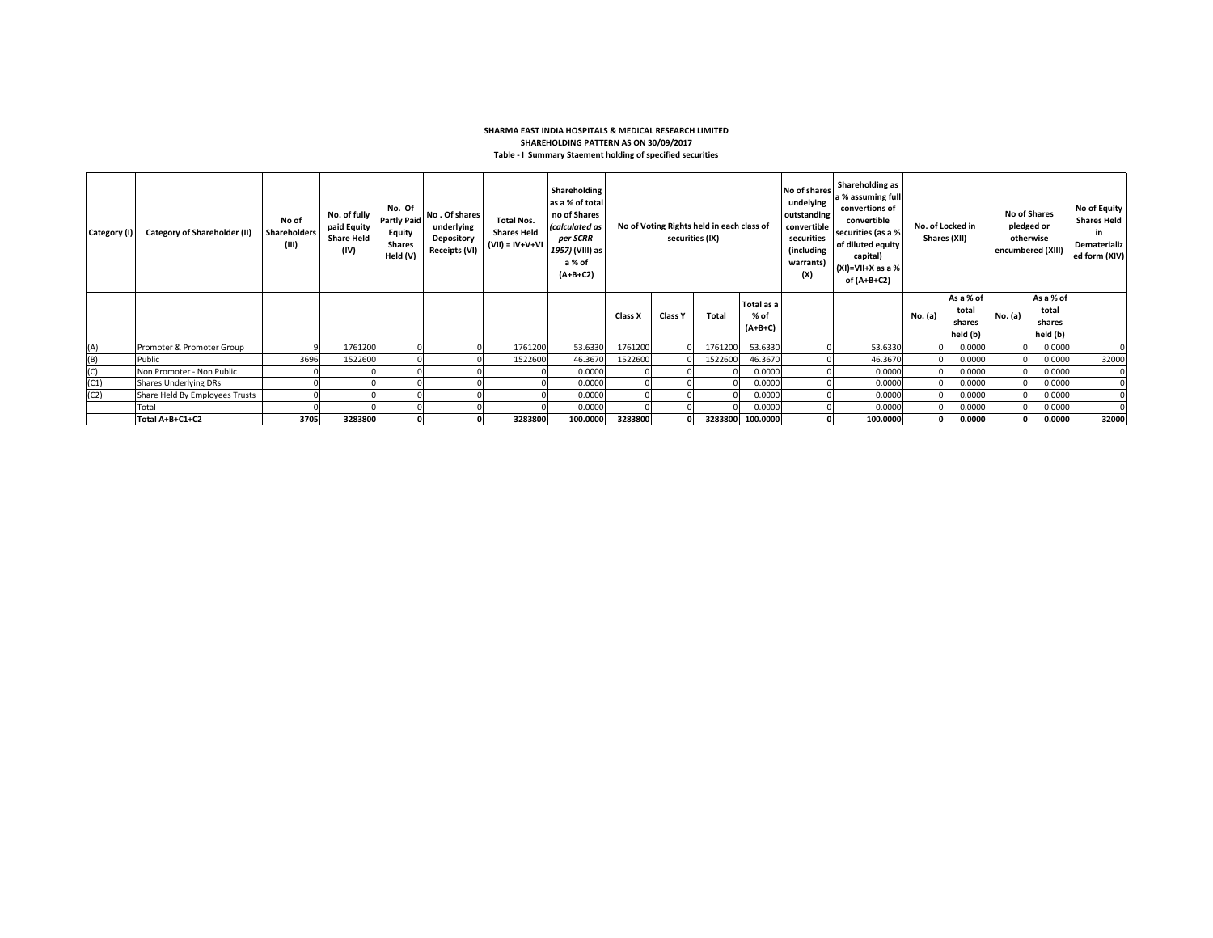**SHARMA EAST INDIA HOSPITALS & MEDICAL RESEARCH LIMITED**

**SHAREHOLDING PATTERN AS ON 30/09/2017**

**Table - I Summary Staement holding of specified securities**

| Category (I) | Category of Shareholder (II) | No of Shareholders (III) | No. of fully paid Equity Share Held (IV) | No. Of Partly Paid Equity Shares Held (V) | No . Of shares underlying Depository Receipts (VI) | Total Nos. Shares Held (VII) = IV+V+VI | Shareholding as a % of total no of Shares *(calculated as per SCRR 1957)* (VIII) as a % of (A+B+C2) | No of Voting Rights held in each class of securities (IX) | | | | No of shares undelying outstanding convertible securities (including warrants) (X) | Shareholding as a % assuming full convertions of convertible securities (as a % of diluted equity capital) (XI)=VII+X as a % of (A+B+C2) | No. of Locked in Shares (XII) | | No of Shares pledged or otherwise encumbered (XIII) | | No of Equity Shares Held in Dematerialized form (XIV) |
|---|---|---|---|---|---|---|---|---|---|---|---|---|---|---|---|---|---|---|
| | | | | | | | | Class X | Class Y | Total | Total as a % of (A+B+C) | | | No. (a) | As a % of total shares held (b) | No. (a) | As a % of total shares held (b) | |
| (A) | Promoter & Promoter Group | 9 | 1761200 | 0 | 0 | 1761200 | 53.6330 | 1761200 | 0 | 1761200 | 53.6330 | 0 | 53.6330 | 0 | 0.0000 | 0 | 0.0000 | 0 |
| (B) | Public | 3696 | 1522600 | 0 | 0 | 1522600 | 46.3670 | 1522600 | 0 | 1522600 | 46.3670 | 0 | 46.3670 | 0 | 0.0000 | 0 | 0.0000 | 32000 |
| (C) | Non Promoter - Non Public | 0 | 0 | 0 | 0 | 0 | 0.0000 | 0 | 0 | 0 | 0.0000 | 0 | 0.0000 | 0 | 0.0000 | 0 | 0.0000 | 0 |
| (C1) | Shares Underlying DRs | 0 | 0 | 0 | 0 | 0 | 0.0000 | 0 | 0 | 0 | 0.0000 | 0 | 0.0000 | 0 | 0.0000 | 0 | 0.0000 | 0 |
| (C2) | Share Held By Employees Trusts | 0 | 0 | 0 | 0 | 0 | 0.0000 | 0 | 0 | 0 | 0.0000 | 0 | 0.0000 | 0 | 0.0000 | 0 | 0.0000 | 0 |
| | Total | 0 | 0 | 0 | 0 | 0 | 0.0000 | 0 | 0 | 0 | 0.0000 | 0 | 0.0000 | 0 | 0.0000 | 0 | 0.0000 | 0 |
| | **Total A+B+C1+C2** | **3705** | **3283800** | **0** | **0** | **3283800** | **100.0000** | **3283800** | **0** | **3283800** | **100.0000** | **0** | **100.0000** | **0** | **0.0000** | **0** | **0.0000** | **32000** |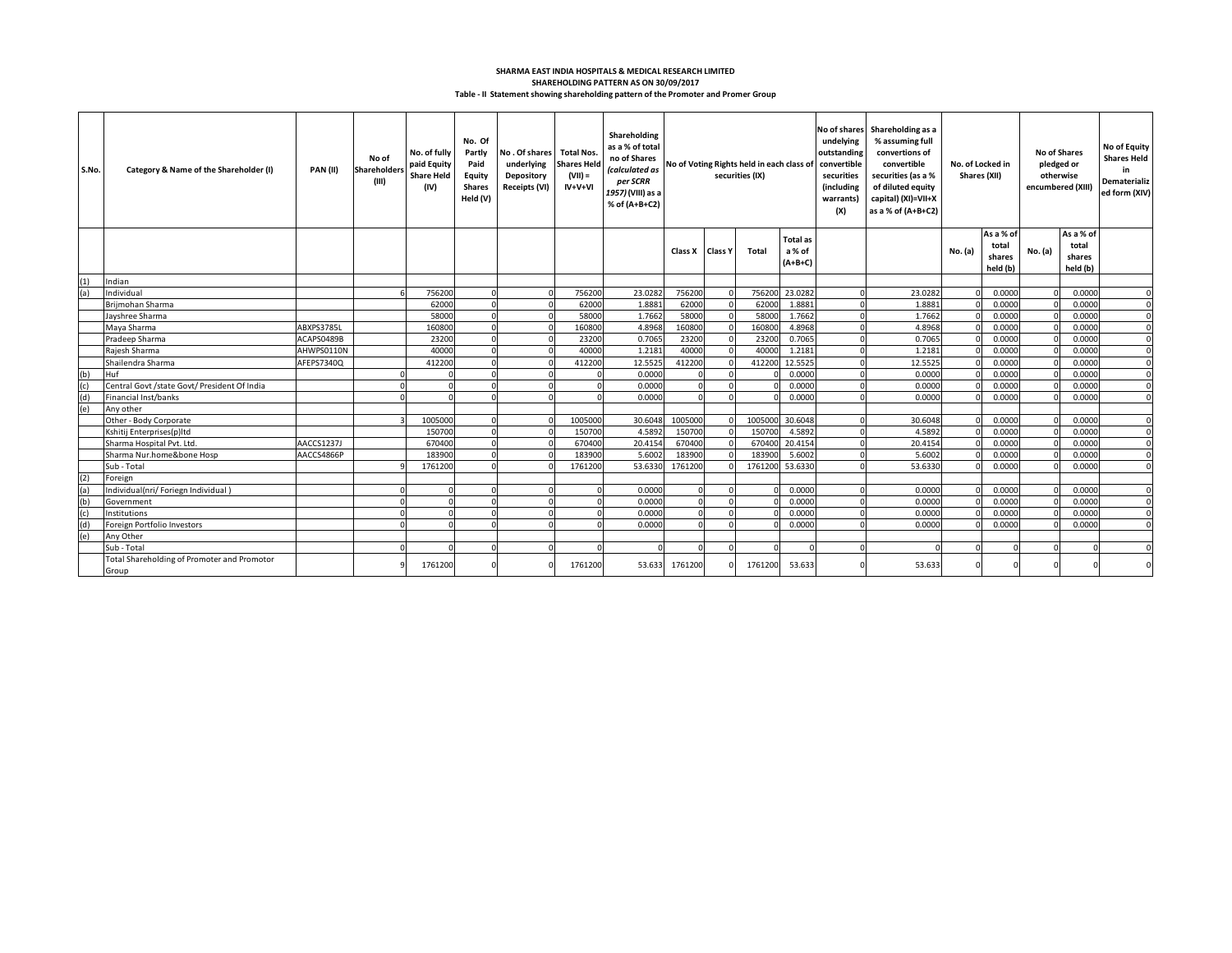**SHARMA EAST INDIA HOSPITALS & MEDICAL RESEARCH LIMITED**

**SHAREHOLDING PATTERN AS ON 30/09/2017**

**Table - II Statement showing shareholding pattern of the Promoter and Promer Group**

| S.No. | Category & Name of the Shareholder (I) | PAN (II) | No of Shareholders (III) | No. of fully paid Equity Share Held (IV) | No. Of Partly Paid Equity Shares Held (V) | No . Of shares underlying Depository Receipts (VI) | Total Nos. Shares Held (VII) = IV+V+VI | Shareholding as a % of total no of Shares (calculated as per SCRR 1957) (VIII) as a % of (A+B+C2) | No of Voting Rights held in each class of securities (IX) | | | | No of shares undelying outstanding convertible securities (including warrants) (X) | Shareholding as a % assuming full convertions of convertible securities (as a % of diluted equity capital) (XI)=VII+X as a % of (A+B+C2) | No. of Locked in Shares (XII) | | No of Shares pledged or otherwise encumbered (XIII) | | No of Equity Shares Held in Dematerializ ed form (XIV) |
|---|---|---|---|---|---|---|---|---|---|---|---|---|---|---|---|---|---|---|---|
| | | | | | | | | | Class X | Class Y | Total | Total as a % of (A+B+C) | | | No. (a) | As a % of total shares held (b) | No. (a) | As a % of total shares held (b) | |
| (1) | Indian | | | | | | | | | | | | | | | | | | |
| (a) | Individual | | 6 | 756200 | 0 | 0 | 756200 | 23.0282 | 756200 | 0 | 756200 | 23.0282 | 0 | 23.0282 | 0 | 0.0000 | 0 | 0.0000 | 0 |
| | Brijmohan Sharma | | | 62000 | 0 | 0 | 62000 | 1.8881 | 62000 | 0 | 62000 | 1.8881 | 0 | 1.8881 | 0 | 0.0000 | 0 | 0.0000 | 0 |
| | Jayshree Sharma | | | 58000 | 0 | 0 | 58000 | 1.7662 | 58000 | 0 | 58000 | 1.7662 | 0 | 1.7662 | 0 | 0.0000 | 0 | 0.0000 | 0 |
| | Maya Sharma | ABXPS3785L | | 160800 | 0 | 0 | 160800 | 4.8968 | 160800 | 0 | 160800 | 4.8968 | 0 | 4.8968 | 0 | 0.0000 | 0 | 0.0000 | 0 |
| | Pradeep Sharma | ACAPS0489B | | 23200 | 0 | 0 | 23200 | 0.7065 | 23200 | 0 | 23200 | 0.7065 | 0 | 0.7065 | 0 | 0.0000 | 0 | 0.0000 | 0 |
| | Rajesh Sharma | AHWPS0110N | | 40000 | 0 | 0 | 40000 | 1.2181 | 40000 | 0 | 40000 | 1.2181 | 0 | 1.2181 | 0 | 0.0000 | 0 | 0.0000 | 0 |
| | Shailendra Sharma | AFEPS7340Q | | 412200 | 0 | 0 | 412200 | 12.5525 | 412200 | 0 | 412200 | 12.5525 | 0 | 12.5525 | 0 | 0.0000 | 0 | 0.0000 | 0 |
| (b) | Huf | | 0 | 0 | 0 | 0 | 0 | 0.0000 | 0 | 0 | 0 | 0.0000 | 0 | 0.0000 | 0 | 0.0000 | 0 | 0.0000 | 0 |
| (c) | Central Govt /state Govt/ President Of India | | 0 | 0 | 0 | 0 | 0 | 0.0000 | 0 | 0 | 0 | 0.0000 | 0 | 0.0000 | 0 | 0.0000 | 0 | 0.0000 | 0 |
| (d) | Financial Inst/banks | | 0 | 0 | 0 | 0 | 0 | 0.0000 | 0 | 0 | 0 | 0.0000 | 0 | 0.0000 | 0 | 0.0000 | 0 | 0.0000 | 0 |
| (e) | Any other | | | | | | | | | | | | | | | | | | |
| | Other - Body Corporate | | 3 | 1005000 | 0 | 0 | 1005000 | 30.6048 | 1005000 | 0 | 1005000 | 30.6048 | 0 | 30.6048 | 0 | 0.0000 | 0 | 0.0000 | 0 |
| | Kshitij Enterprises(p)ltd | | | 150700 | 0 | 0 | 150700 | 4.5892 | 150700 | 0 | 150700 | 4.5892 | 0 | 4.5892 | 0 | 0.0000 | 0 | 0.0000 | 0 |
| | Sharma Hospital Pvt. Ltd. | AACCS1237J | | 670400 | 0 | 0 | 670400 | 20.4154 | 670400 | 0 | 670400 | 20.4154 | 0 | 20.4154 | 0 | 0.0000 | 0 | 0.0000 | 0 |
| | Sharma Nur.home&bone Hosp | AACCS4866P | | 183900 | 0 | 0 | 183900 | 5.6002 | 183900 | 0 | 183900 | 5.6002 | 0 | 5.6002 | 0 | 0.0000 | 0 | 0.0000 | 0 |
| | Sub - Total | | 9 | 1761200 | 0 | 0 | 1761200 | 53.6330 | 1761200 | 0 | 1761200 | 53.6330 | 0 | 53.6330 | 0 | 0.0000 | 0 | 0.0000 | 0 |
| (2) | Foreign | | | | | | | | | | | | | | | | | | |
| (a) | Individual(nri/ Foriegn Individual ) | | 0 | 0 | 0 | 0 | 0 | 0.0000 | 0 | 0 | 0 | 0.0000 | 0 | 0.0000 | 0 | 0.0000 | 0 | 0.0000 | 0 |
| (b) | Government | | 0 | 0 | 0 | 0 | 0 | 0.0000 | 0 | 0 | 0 | 0.0000 | 0 | 0.0000 | 0 | 0.0000 | 0 | 0.0000 | 0 |
| (c) | Institutions | | 0 | 0 | 0 | 0 | 0 | 0.0000 | 0 | 0 | 0 | 0.0000 | 0 | 0.0000 | 0 | 0.0000 | 0 | 0.0000 | 0 |
| (d) | Foreign Portfolio Investors | | 0 | 0 | 0 | 0 | 0 | 0.0000 | 0 | 0 | 0 | 0.0000 | 0 | 0.0000 | 0 | 0.0000 | 0 | 0.0000 | 0 |
| (e) | Any Other | | | | | | | | | | | | | | | | | | |
| | Sub - Total | | 0 | 0 | 0 | 0 | 0 | 0 | 0 | 0 | 0 | 0 | 0 | 0 | 0 | 0 | 0 | 0 | 0 |
| | Total Shareholding of Promoter and Promotor Group | | 9 | 1761200 | 0 | 0 | 1761200 | 53.633 | 1761200 | 0 | 1761200 | 53.633 | 0 | 53.633 | 0 | 0 | 0 | 0 | 0 |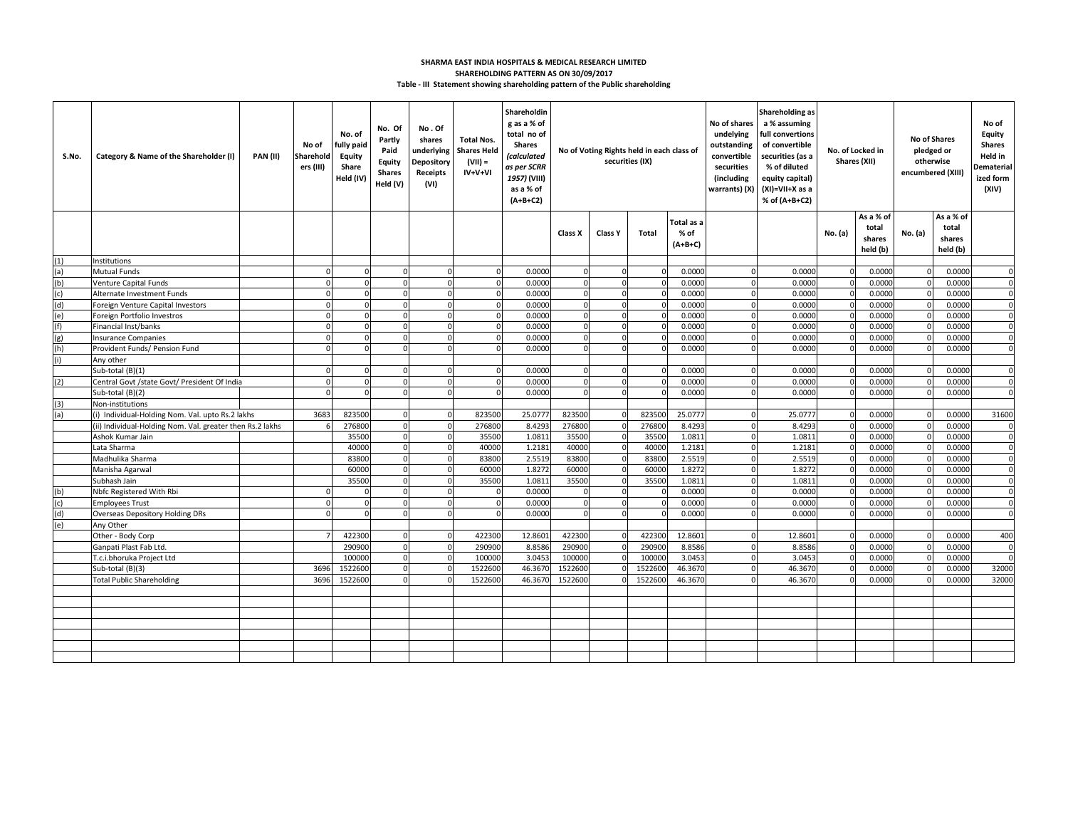**SHARMA EAST INDIA HOSPITALS & MEDICAL RESEARCH LIMITED**

**SHAREHOLDING PATTERN AS ON 30/09/2017**

**Table - III Statement showing shareholding pattern of the Public shareholding**

| S.No. | Category & Name of the Shareholder (I) | PAN (II) | No of Shareholders (III) | No. of fully paid Equity Share Held (IV) | No. Of Partly Paid Equity Shares Held (V) | No . Of shares underlying Depository Receipts (VI) | Total Nos. Shares Held (VII) = IV+V+VI | Shareholding as a % of total no of Shares (calculated as per SCRR 1957) (VIII) as a % of (A+B+C2) | No of Voting Rights held in each class of securities (IX) | | | | No of shares undelying outstanding convertible securities (including warrants) (X) | Shareholding as a % assuming full convertions of convertible securities (as a % of diluted equity capital) (XI)=VII+X as a % of (A+B+C2) | No. of Locked in Shares (XII) | | No of Shares pledged or otherwise encumbered (XIII) | | No of Equity Shares Held in Dematerialized form (XIV) |
|---|---|---|---|---|---|---|---|---|---|---|---|---|---|---|---|---|---|---|---|
| | | | | | | | | | Class X | Class Y | Total | Total as a % of (A+B+C) | | | No. (a) | As a % of total shares held (b) | No. (a) | As a % of total shares held (b) | |
| (1) | Institutions | | | | | | | | | | | | | | | | | | |
| (a) | Mutual Funds | | 0 | 0 | 0 | 0 | 0 | 0.0000 | 0 | 0 | 0 | 0.0000 | 0 | 0.0000 | 0 | 0.0000 | 0 | 0.0000 | 0 |
| (b) | Venture Capital Funds | | 0 | 0 | 0 | 0 | 0 | 0.0000 | 0 | 0 | 0 | 0.0000 | 0 | 0.0000 | 0 | 0.0000 | 0 | 0.0000 | 0 |
| (c) | Alternate Investment Funds | | 0 | 0 | 0 | 0 | 0 | 0.0000 | 0 | 0 | 0 | 0.0000 | 0 | 0.0000 | 0 | 0.0000 | 0 | 0.0000 | 0 |
| (d) | Foreign Venture Capital Investors | | 0 | 0 | 0 | 0 | 0 | 0.0000 | 0 | 0 | 0 | 0.0000 | 0 | 0.0000 | 0 | 0.0000 | 0 | 0.0000 | 0 |
| (e) | Foreign Portfolio Investros | | 0 | 0 | 0 | 0 | 0 | 0.0000 | 0 | 0 | 0 | 0.0000 | 0 | 0.0000 | 0 | 0.0000 | 0 | 0.0000 | 0 |
| (f) | Financial Inst/banks | | 0 | 0 | 0 | 0 | 0 | 0.0000 | 0 | 0 | 0 | 0.0000 | 0 | 0.0000 | 0 | 0.0000 | 0 | 0.0000 | 0 |
| (g) | Insurance Companies | | 0 | 0 | 0 | 0 | 0 | 0.0000 | 0 | 0 | 0 | 0.0000 | 0 | 0.0000 | 0 | 0.0000 | 0 | 0.0000 | 0 |
| (h) | Provident Funds/ Pension Fund | | 0 | 0 | 0 | 0 | 0 | 0.0000 | 0 | 0 | 0 | 0.0000 | 0 | 0.0000 | 0 | 0.0000 | 0 | 0.0000 | 0 |
| (i) | Any other | | | | | | | | | | | | | | | | | | |
| | Sub-total (B)(1) | | 0 | 0 | 0 | 0 | 0 | 0.0000 | 0 | 0 | 0 | 0.0000 | 0 | 0.0000 | 0 | 0.0000 | 0 | 0.0000 | 0 |
| (2) | Central Govt /state Govt/ President Of India | | 0 | 0 | 0 | 0 | 0 | 0.0000 | 0 | 0 | 0 | 0.0000 | 0 | 0.0000 | 0 | 0.0000 | 0 | 0.0000 | 0 |
| | Sub-total (B)(2) | | 0 | 0 | 0 | 0 | 0 | 0.0000 | 0 | 0 | 0 | 0.0000 | 0 | 0.0000 | 0 | 0.0000 | 0 | 0.0000 | 0 |
| (3) | Non-institutions | | | | | | | | | | | | | | | | | | |
| (a) | (i) Individual-Holding Nom. Val. upto Rs.2 lakhs | | 3683 | 823500 | 0 | 0 | 823500 | 25.0777 | 823500 | 0 | 823500 | 25.0777 | 0 | 25.0777 | 0 | 0.0000 | 0 | 0.0000 | 31600 |
| | (ii) Individual-Holding Nom. Val. greater then Rs.2 lakhs | | 6 | 276800 | 0 | 0 | 276800 | 8.4293 | 276800 | 0 | 276800 | 8.4293 | 0 | 8.4293 | 0 | 0.0000 | 0 | 0.0000 | 0 |
| | Ashok Kumar Jain | | | 35500 | 0 | 0 | 35500 | 1.0811 | 35500 | 0 | 35500 | 1.0811 | 0 | 1.0811 | 0 | 0.0000 | 0 | 0.0000 | 0 |
| | Lata Sharma | | | 40000 | 0 | 0 | 40000 | 1.2181 | 40000 | 0 | 40000 | 1.2181 | 0 | 1.2181 | 0 | 0.0000 | 0 | 0.0000 | 0 |
| | Madhulika Sharma | | | 83800 | 0 | 0 | 83800 | 2.5519 | 83800 | 0 | 83800 | 2.5519 | 0 | 2.5519 | 0 | 0.0000 | 0 | 0.0000 | 0 |
| | Manisha Agarwal | | | 60000 | 0 | 0 | 60000 | 1.8272 | 60000 | 0 | 60000 | 1.8272 | 0 | 1.8272 | 0 | 0.0000 | 0 | 0.0000 | 0 |
| | Subhash Jain | | | 35500 | 0 | 0 | 35500 | 1.0811 | 35500 | 0 | 35500 | 1.0811 | 0 | 1.0811 | 0 | 0.0000 | 0 | 0.0000 | 0 |
| (b) | Nbfc Registered With Rbi | | 0 | 0 | 0 | 0 | 0 | 0.0000 | 0 | 0 | 0 | 0.0000 | 0 | 0.0000 | 0 | 0.0000 | 0 | 0.0000 | 0 |
| (c) | Employees Trust | | 0 | 0 | 0 | 0 | 0 | 0.0000 | 0 | 0 | 0 | 0.0000 | 0 | 0.0000 | 0 | 0.0000 | 0 | 0.0000 | 0 |
| (d) | Overseas Depository Holding DRs | | 0 | 0 | 0 | 0 | 0 | 0.0000 | 0 | 0 | 0 | 0.0000 | 0 | 0.0000 | 0 | 0.0000 | 0 | 0.0000 | 0 |
| (e) | Any Other | | | | | | | | | | | | | | | | | | |
| | Other - Body Corp | | 7 | 422300 | 0 | 0 | 422300 | 12.8601 | 422300 | 0 | 422300 | 12.8601 | 0 | 12.8601 | 0 | 0.0000 | 0 | 0.0000 | 400 |
| | Ganpati Plast Fab Ltd. | | | 290900 | 0 | 0 | 290900 | 8.8586 | 290900 | 0 | 290900 | 8.8586 | 0 | 8.8586 | 0 | 0.0000 | 0 | 0.0000 | 0 |
| | T.c.i.bhoruka Project Ltd | | | 100000 | 0 | 0 | 100000 | 3.0453 | 100000 | 0 | 100000 | 3.0453 | 0 | 3.0453 | 0 | 0.0000 | 0 | 0.0000 | 0 |
| | Sub-total (B)(3) | | 3696 | 1522600 | 0 | 0 | 1522600 | 46.3670 | 1522600 | 0 | 1522600 | 46.3670 | 0 | 46.3670 | 0 | 0.0000 | 0 | 0.0000 | 32000 |
| | Total Public Shareholding | | 3696 | 1522600 | 0 | 0 | 1522600 | 46.3670 | 1522600 | 0 | 1522600 | 46.3670 | 0 | 46.3670 | 0 | 0.0000 | 0 | 0.0000 | 32000 |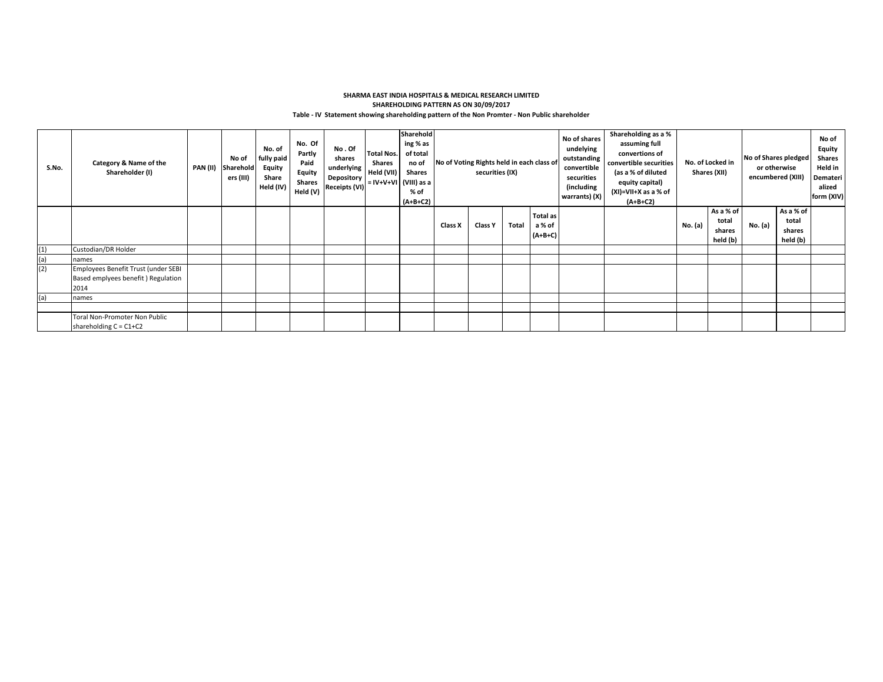**SHARMA EAST INDIA HOSPITALS & MEDICAL RESEARCH LIMITED**

**SHAREHOLDING PATTERN AS ON 30/09/2017**

**Table - IV Statement showing shareholding pattern of the Non Promter - Non Public shareholder**

| S.No. | Category & Name of the Shareholder (I) | PAN (II) | No of Shareholders (III) | No. of fully paid Equity Share Held (IV) | No. Of Partly Paid Equity Shares Held (V) | No . Of shares underlying Depository Receipts (VI) | Total Nos. Shares Held (VII) = IV+V+VI | Shareholding % as of total no of Shares (VIII) as a % of (A+B+C2) | No of Voting Rights held in each class of securities (IX) | | | | No of shares undelying outstanding convertible securities (including warrants) (X) | Shareholding as a % assuming full convertions of convertible securities (as a % of diluted equity capital) (XI)=VII+X as a % of (A+B+C2) | No. of Locked in Shares (XII) | | No of Shares pledged or otherwise encumbered (XIII) | | No of Equity Shares Held in Dematerialized form (XIV) |
|---|---|---|---|---|---|---|---|---|---|---|---|---|---|---|---|---|---|---|---|
| | | | | | | | | | Class X | Class Y | Total | Total as a % of (A+B+C) | | | No. (a) | As a % of total shares held (b) | No. (a) | As a % of total shares held (b) | |
| (1) | Custodian/DR Holder | | | | | | | | | | | | | | | | | | |
| (a) | names | | | | | | | | | | | | | | | | | | |
| (2) | Employees Benefit Trust (under SEBI Based emplyees benefit ) Regulation 2014 | | | | | | | | | | | | | | | | | | |
| (a) | names | | | | | | | | | | | | | | | | | | |
| | | | | | | | | | | | | | | | | | | | |
| | Toral Non-Promoter Non Public shareholding C = C1+C2 | | | | | | | | | | | | | | | | | | |